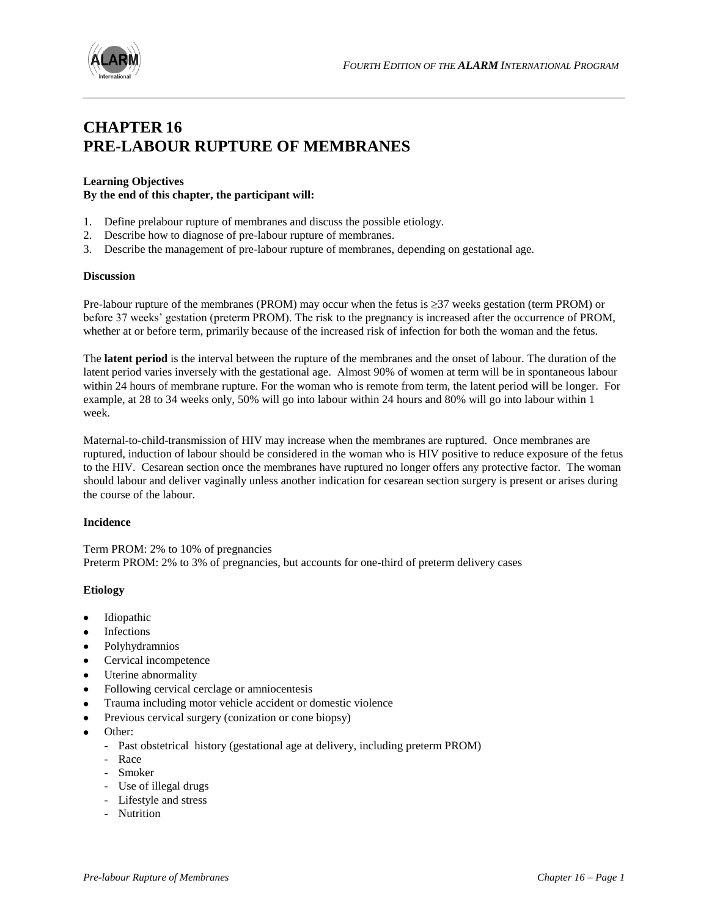# CHAPTER 16
# PRE-LABOUR RUPTURE OF MEMBRANES

**Learning Objectives**
**By the end of this chapter, the participant will:**

1. Define prelabour rupture of membranes and discuss the possible etiology.
2. Describe how to diagnose of pre-labour rupture of membranes.
3. Describe the management of pre-labour rupture of membranes, depending on gestational age.

**Discussion**

Pre-labour rupture of the membranes (PROM) may occur when the fetus is ≥37 weeks gestation (term PROM) or before 37 weeks' gestation (preterm PROM). The risk to the pregnancy is increased after the occurrence of PROM, whether at or before term, primarily because of the increased risk of infection for both the woman and the fetus.

The **latent period** is the interval between the rupture of the membranes and the onset of labour. The duration of the latent period varies inversely with the gestational age. Almost 90% of women at term will be in spontaneous labour within 24 hours of membrane rupture. For the woman who is remote from term, the latent period will be longer. For example, at 28 to 34 weeks only, 50% will go into labour within 24 hours and 80% will go into labour within 1 week.

Maternal-to-child-transmission of HIV may increase when the membranes are ruptured. Once membranes are ruptured, induction of labour should be considered in the woman who is HIV positive to reduce exposure of the fetus to the HIV. Cesarean section once the membranes have ruptured no longer offers any protective factor. The woman should labour and deliver vaginally unless another indication for cesarean section surgery is present or arises during the course of the labour.

**Incidence**

Term PROM: 2% to 10% of pregnancies
Preterm PROM: 2% to 3% of pregnancies, but accounts for one-third of preterm delivery cases

**Etiology**

- Idiopathic
- Infections
- Polyhydramnios
- Cervical incompetence
- Uterine abnormality
- Following cervical cerclage or amniocentesis
- Trauma including motor vehicle accident or domestic violence
- Previous cervical surgery (conization or cone biopsy)
- Other:
  - Past obstetrical history (gestational age at delivery, including preterm PROM)
  - Race
  - Smoker
  - Use of illegal drugs
  - Lifestyle and stress
  - Nutrition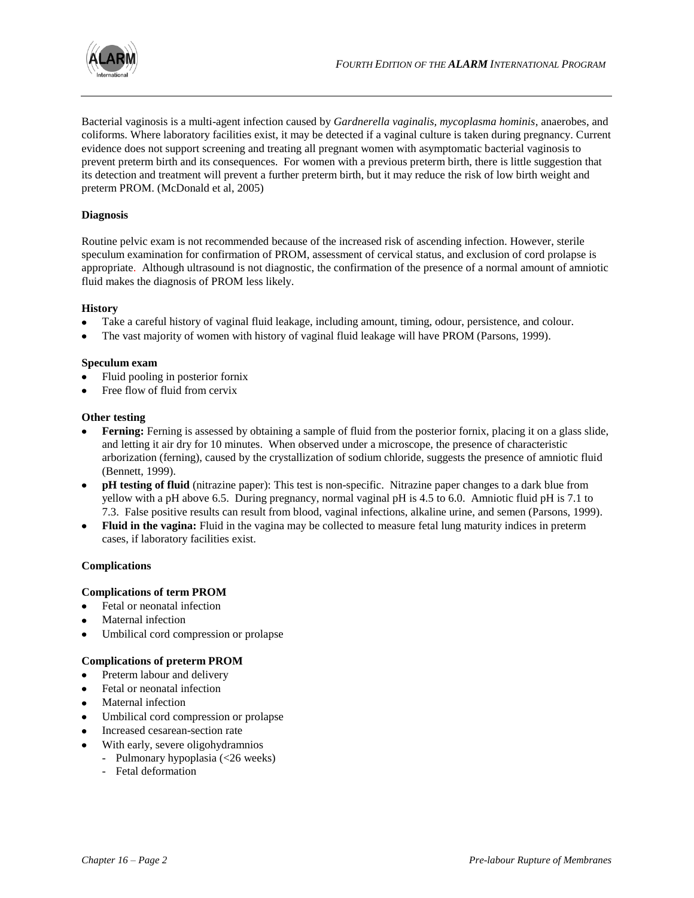Bacterial vaginosis is a multi-agent infection caused by *Gardnerella vaginalis, mycoplasma hominis*, anaerobes, and coliforms. Where laboratory facilities exist, it may be detected if a vaginal culture is taken during pregnancy. Current evidence does not support screening and treating all pregnant women with asymptomatic bacterial vaginosis to prevent preterm birth and its consequences. For women with a previous preterm birth, there is little suggestion that its detection and treatment will prevent a further preterm birth, but it may reduce the risk of low birth weight and preterm PROM. (McDonald et al, 2005)

## Diagnosis

Routine pelvic exam is not recommended because of the increased risk of ascending infection. However, sterile speculum examination for confirmation of PROM, assessment of cervical status, and exclusion of cord prolapse is appropriate. Although ultrasound is not diagnostic, the confirmation of the presence of a normal amount of amniotic fluid makes the diagnosis of PROM less likely.

### History

- Take a careful history of vaginal fluid leakage, including amount, timing, odour, persistence, and colour.
- The vast majority of women with history of vaginal fluid leakage will have PROM (Parsons, 1999).

### Speculum exam

- Fluid pooling in posterior fornix
- Free flow of fluid from cervix

### Other testing

- **Ferning:** Ferning is assessed by obtaining a sample of fluid from the posterior fornix, placing it on a glass slide, and letting it air dry for 10 minutes. When observed under a microscope, the presence of characteristic arborization (ferning), caused by the crystallization of sodium chloride, suggests the presence of amniotic fluid (Bennett, 1999).
- **pH testing of fluid** (nitrazine paper): This test is non-specific. Nitrazine paper changes to a dark blue from yellow with a pH above 6.5. During pregnancy, normal vaginal pH is 4.5 to 6.0. Amniotic fluid pH is 7.1 to 7.3. False positive results can result from blood, vaginal infections, alkaline urine, and semen (Parsons, 1999).
- **Fluid in the vagina:** Fluid in the vagina may be collected to measure fetal lung maturity indices in preterm cases, if laboratory facilities exist.

## Complications

### Complications of term PROM

- Fetal or neonatal infection
- Maternal infection
- Umbilical cord compression or prolapse

### Complications of preterm PROM

- Preterm labour and delivery
- Fetal or neonatal infection
- Maternal infection
- Umbilical cord compression or prolapse
- Increased cesarean-section rate
- With early, severe oligohydramnios
  - Pulmonary hypoplasia (<26 weeks)
  - Fetal deformation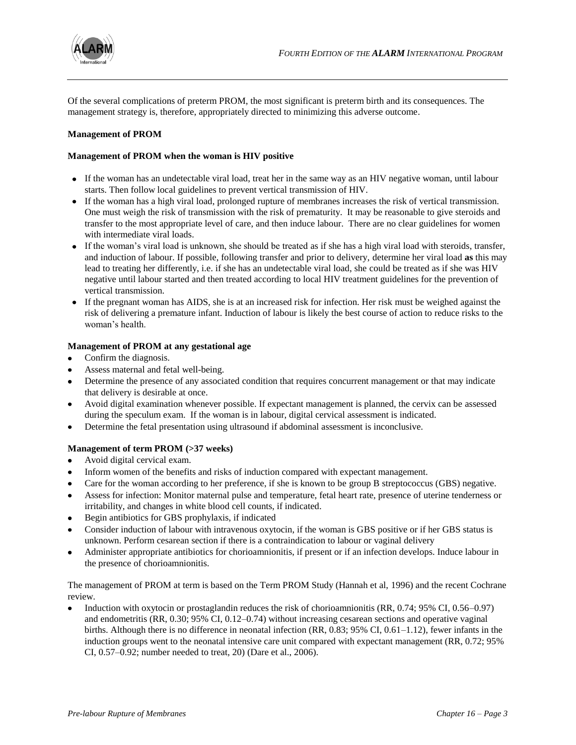Of the several complications of preterm PROM, the most significant is preterm birth and its consequences. The management strategy is, therefore, appropriately directed to minimizing this adverse outcome.

## Management of PROM

### Management of PROM when the woman is HIV positive

- If the woman has an undetectable viral load, treat her in the same way as an HIV negative woman, until labour starts. Then follow local guidelines to prevent vertical transmission of HIV.
- If the woman has a high viral load, prolonged rupture of membranes increases the risk of vertical transmission. One must weigh the risk of transmission with the risk of prematurity. It may be reasonable to give steroids and transfer to the most appropriate level of care, and then induce labour. There are no clear guidelines for women with intermediate viral loads.
- If the woman's viral load is unknown, she should be treated as if she has a high viral load with steroids, transfer, and induction of labour. If possible, following transfer and prior to delivery, determine her viral load **as** this may lead to treating her differently, i.e. if she has an undetectable viral load, she could be treated as if she was HIV negative until labour started and then treated according to local HIV treatment guidelines for the prevention of vertical transmission.
- If the pregnant woman has AIDS, she is at an increased risk for infection. Her risk must be weighed against the risk of delivering a premature infant. Induction of labour is likely the best course of action to reduce risks to the woman's health.

### Management of PROM at any gestational age

- Confirm the diagnosis.
- Assess maternal and fetal well-being.
- Determine the presence of any associated condition that requires concurrent management or that may indicate that delivery is desirable at once.
- Avoid digital examination whenever possible. If expectant management is planned, the cervix can be assessed during the speculum exam. If the woman is in labour, digital cervical assessment is indicated.
- Determine the fetal presentation using ultrasound if abdominal assessment is inconclusive.

### Management of term PROM (>37 weeks)

- Avoid digital cervical exam.
- Inform women of the benefits and risks of induction compared with expectant management.
- Care for the woman according to her preference, if she is known to be group B streptococcus (GBS) negative.
- Assess for infection: Monitor maternal pulse and temperature, fetal heart rate, presence of uterine tenderness or irritability, and changes in white blood cell counts, if indicated.
- Begin antibiotics for GBS prophylaxis, if indicated
- Consider induction of labour with intravenous oxytocin, if the woman is GBS positive or if her GBS status is unknown. Perform cesarean section if there is a contraindication to labour or vaginal delivery
- Administer appropriate antibiotics for chorioamnionitis, if present or if an infection develops. Induce labour in the presence of chorioamnionitis.

The management of PROM at term is based on the Term PROM Study (Hannah et al, 1996) and the recent Cochrane review.

- Induction with oxytocin or prostaglandin reduces the risk of chorioamnionitis (RR, 0.74; 95% CI, 0.56–0.97) and endometritis (RR, 0.30; 95% CI, 0.12–0.74) without increasing cesarean sections and operative vaginal births. Although there is no difference in neonatal infection (RR, 0.83; 95% CI, 0.61–1.12), fewer infants in the induction groups went to the neonatal intensive care unit compared with expectant management (RR, 0.72; 95% CI, 0.57–0.92; number needed to treat, 20) (Dare et al., 2006).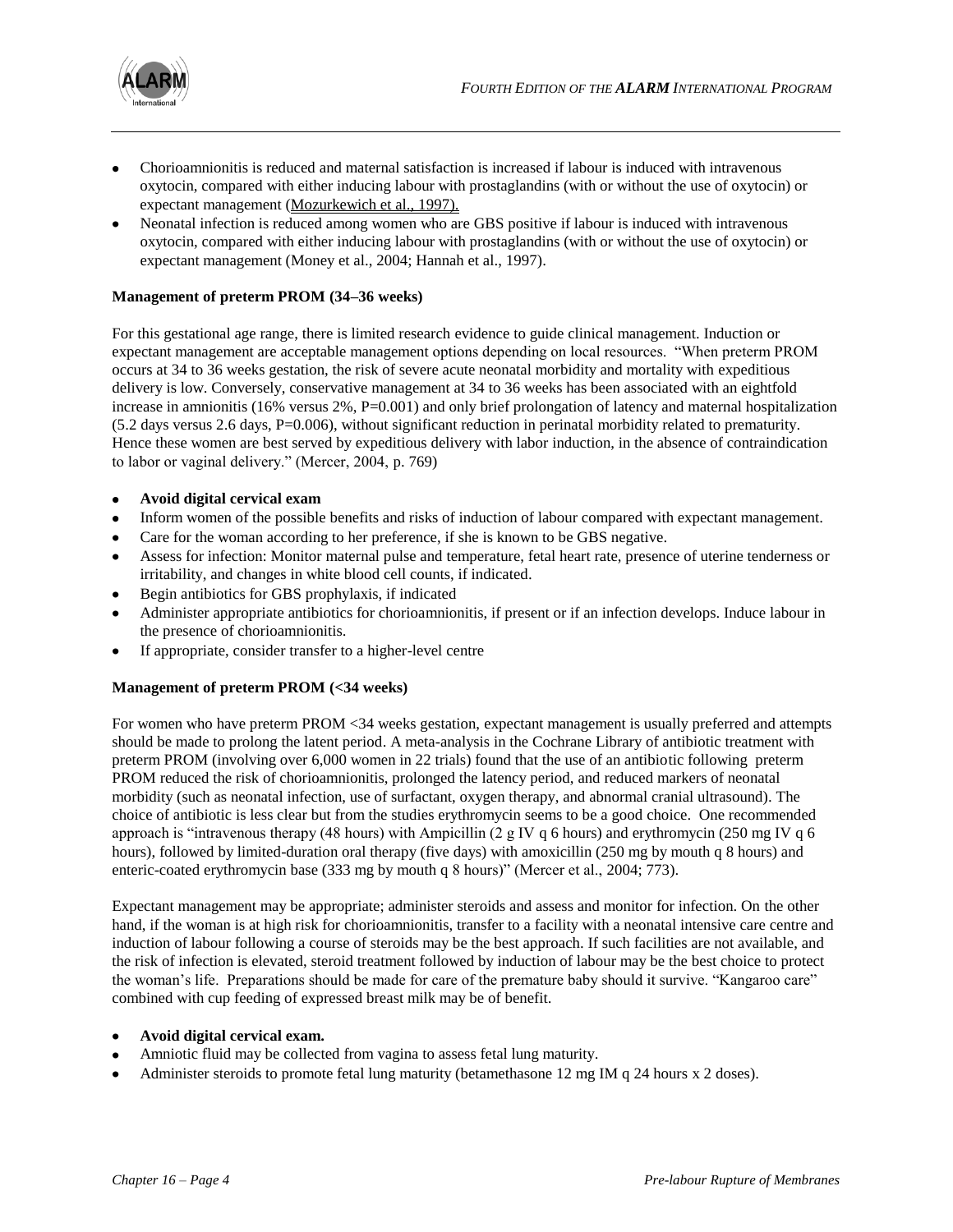- Chorioamnionitis is reduced and maternal satisfaction is increased if labour is induced with intravenous oxytocin, compared with either inducing labour with prostaglandins (with or without the use of oxytocin) or expectant management (Mozurkewich et al., 1997).
- Neonatal infection is reduced among women who are GBS positive if labour is induced with intravenous oxytocin, compared with either inducing labour with prostaglandins (with or without the use of oxytocin) or expectant management (Money et al., 2004; Hannah et al., 1997).

**Management of preterm PROM (34–36 weeks)**

For this gestational age range, there is limited research evidence to guide clinical management. Induction or expectant management are acceptable management options depending on local resources. "When preterm PROM occurs at 34 to 36 weeks gestation, the risk of severe acute neonatal morbidity and mortality with expeditious delivery is low. Conversely, conservative management at 34 to 36 weeks has been associated with an eightfold increase in amnionitis (16% versus 2%, P=0.001) and only brief prolongation of latency and maternal hospitalization (5.2 days versus 2.6 days, P=0.006), without significant reduction in perinatal morbidity related to prematurity. Hence these women are best served by expeditious delivery with labor induction, in the absence of contraindication to labor or vaginal delivery." (Mercer, 2004, p. 769)

- **Avoid digital cervical exam**
- Inform women of the possible benefits and risks of induction of labour compared with expectant management.
- Care for the woman according to her preference, if she is known to be GBS negative.
- Assess for infection: Monitor maternal pulse and temperature, fetal heart rate, presence of uterine tenderness or irritability, and changes in white blood cell counts, if indicated.
- Begin antibiotics for GBS prophylaxis, if indicated
- Administer appropriate antibiotics for chorioamnionitis, if present or if an infection develops. Induce labour in the presence of chorioamnionitis.
- If appropriate, consider transfer to a higher-level centre

**Management of preterm PROM (<34 weeks)**

For women who have preterm PROM <34 weeks gestation, expectant management is usually preferred and attempts should be made to prolong the latent period. A meta-analysis in the Cochrane Library of antibiotic treatment with preterm PROM (involving over 6,000 women in 22 trials) found that the use of an antibiotic following preterm PROM reduced the risk of chorioamnionitis, prolonged the latency period, and reduced markers of neonatal morbidity (such as neonatal infection, use of surfactant, oxygen therapy, and abnormal cranial ultrasound). The choice of antibiotic is less clear but from the studies erythromycin seems to be a good choice. One recommended approach is "intravenous therapy (48 hours) with Ampicillin (2 g IV q 6 hours) and erythromycin (250 mg IV q 6 hours), followed by limited-duration oral therapy (five days) with amoxicillin (250 mg by mouth q 8 hours) and enteric-coated erythromycin base (333 mg by mouth q 8 hours)" (Mercer et al., 2004; 773).

Expectant management may be appropriate; administer steroids and assess and monitor for infection. On the other hand, if the woman is at high risk for chorioamnionitis, transfer to a facility with a neonatal intensive care centre and induction of labour following a course of steroids may be the best approach. If such facilities are not available, and the risk of infection is elevated, steroid treatment followed by induction of labour may be the best choice to protect the woman's life. Preparations should be made for care of the premature baby should it survive. "Kangaroo care" combined with cup feeding of expressed breast milk may be of benefit.

- **Avoid digital cervical exam.**
- Amniotic fluid may be collected from vagina to assess fetal lung maturity.
- Administer steroids to promote fetal lung maturity (betamethasone 12 mg IM q 24 hours x 2 doses).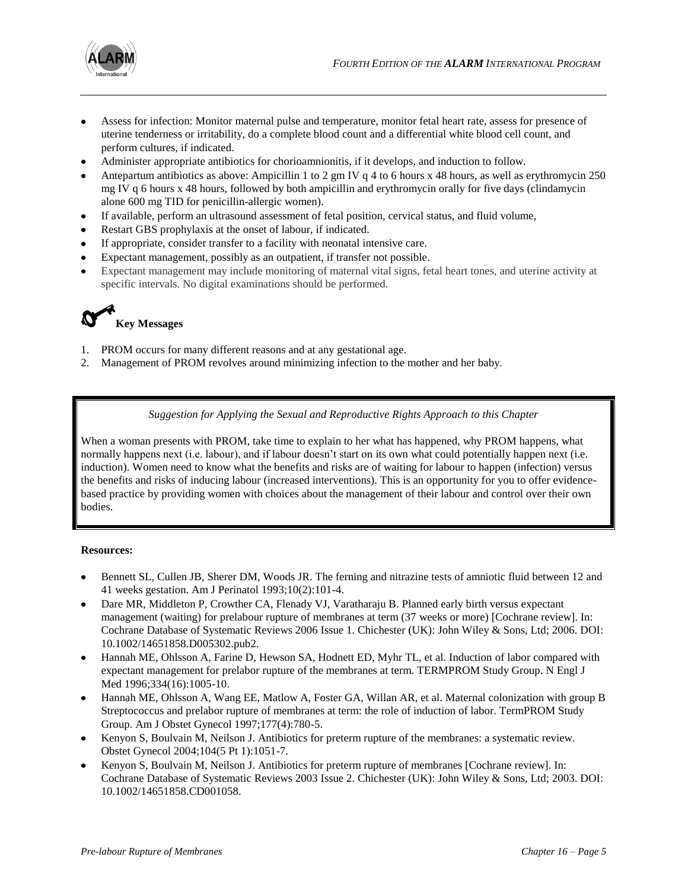- Assess for infection: Monitor maternal pulse and temperature, monitor fetal heart rate, assess for presence of uterine tenderness or irritability, do a complete blood count and a differential white blood cell count, and perform cultures, if indicated.
- Administer appropriate antibiotics for chorioamnionitis, if it develops, and induction to follow.
- Antepartum antibiotics as above: Ampicillin 1 to 2 gm IV q 4 to 6 hours x 48 hours, as well as erythromycin 250 mg IV q 6 hours x 48 hours, followed by both ampicillin and erythromycin orally for five days (clindamycin alone 600 mg TID for penicillin-allergic women).
- If available, perform an ultrasound assessment of fetal position, cervical status, and fluid volume,
- Restart GBS prophylaxis at the onset of labour, if indicated.
- If appropriate, consider transfer to a facility with neonatal intensive care.
- Expectant management, possibly as an outpatient, if transfer not possible.
- Expectant management may include monitoring of maternal vital signs, fetal heart tones, and uterine activity at specific intervals. No digital examinations should be performed.

## Key Messages

1. PROM occurs for many different reasons and at any gestational age.
2. Management of PROM revolves around minimizing infection to the mother and her baby.

*Suggestion for Applying the Sexual and Reproductive Rights Approach to this Chapter*

When a woman presents with PROM, take time to explain to her what has happened, why PROM happens, what normally happens next (i.e. labour), and if labour doesn't start on its own what could potentially happen next (i.e. induction). Women need to know what the benefits and risks are of waiting for labour to happen (infection) versus the benefits and risks of inducing labour (increased interventions). This is an opportunity for you to offer evidence-based practice by providing women with choices about the management of their labour and control over their own bodies.

**Resources:**

- Bennett SL, Cullen JB, Sherer DM, Woods JR. The ferning and nitrazine tests of amniotic fluid between 12 and 41 weeks gestation. Am J Perinatol 1993;10(2):101-4.
- Dare MR, Middleton P, Crowther CA, Flenady VJ, Varatharaju B. Planned early birth versus expectant management (waiting) for prelabour rupture of membranes at term (37 weeks or more) [Cochrane review]. In: Cochrane Database of Systematic Reviews 2006 Issue 1. Chichester (UK): John Wiley & Sons, Ltd; 2006. DOI: 10.1002/14651858.D005302.pub2.
- Hannah ME, Ohlsson A, Farine D, Hewson SA, Hodnett ED, Myhr TL, et al. Induction of labor compared with expectant management for prelabor rupture of the membranes at term. TERMPROM Study Group. N Engl J Med 1996;334(16):1005-10.
- Hannah ME, Ohlsson A, Wang EE, Matlow A, Foster GA, Willan AR, et al. Maternal colonization with group B Streptococcus and prelabor rupture of membranes at term: the role of induction of labor. TermPROM Study Group. Am J Obstet Gynecol 1997;177(4):780-5.
- Kenyon S, Boulvain M, Neilson J. Antibiotics for preterm rupture of the membranes: a systematic review. Obstet Gynecol 2004;104(5 Pt 1):1051-7.
- Kenyon S, Boulvain M, Neilson J. Antibiotics for preterm rupture of membranes [Cochrane review]. In: Cochrane Database of Systematic Reviews 2003 Issue 2. Chichester (UK): John Wiley & Sons, Ltd; 2003. DOI: 10.1002/14651858.CD001058.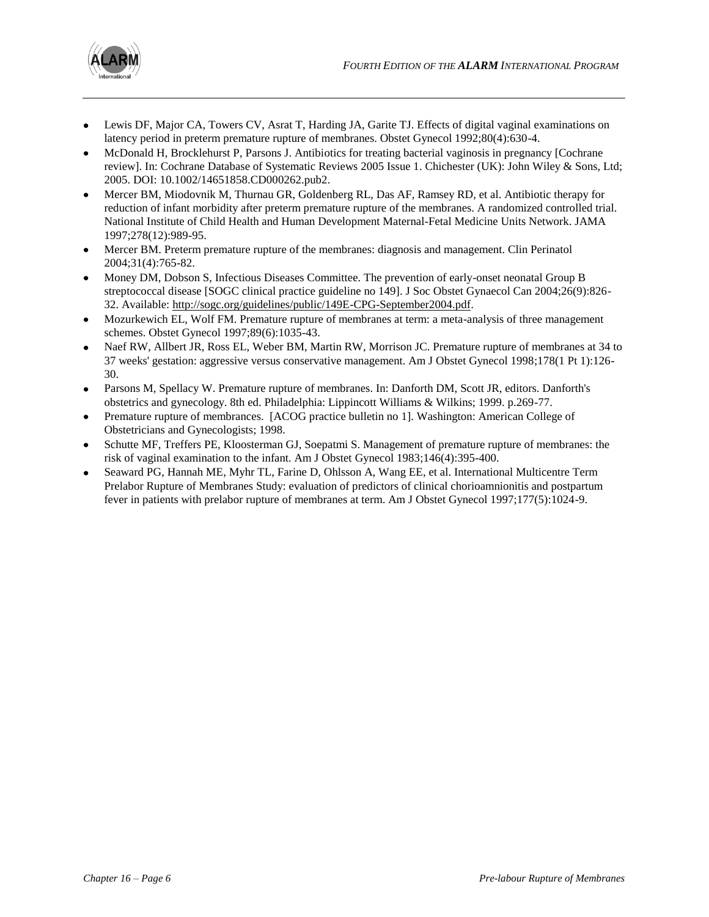- Lewis DF, Major CA, Towers CV, Asrat T, Harding JA, Garite TJ. Effects of digital vaginal examinations on latency period in preterm premature rupture of membranes. Obstet Gynecol 1992;80(4):630-4.
- McDonald H, Brocklehurst P, Parsons J. Antibiotics for treating bacterial vaginosis in pregnancy [Cochrane review]. In: Cochrane Database of Systematic Reviews 2005 Issue 1. Chichester (UK): John Wiley & Sons, Ltd; 2005. DOI: 10.1002/14651858.CD000262.pub2.
- Mercer BM, Miodovnik M, Thurnau GR, Goldenberg RL, Das AF, Ramsey RD, et al. Antibiotic therapy for reduction of infant morbidity after preterm premature rupture of the membranes. A randomized controlled trial. National Institute of Child Health and Human Development Maternal-Fetal Medicine Units Network. JAMA 1997;278(12):989-95.
- Mercer BM. Preterm premature rupture of the membranes: diagnosis and management. Clin Perinatol 2004;31(4):765-82.
- Money DM, Dobson S, Infectious Diseases Committee. The prevention of early-onset neonatal Group B streptococcal disease [SOGC clinical practice guideline no 149]. J Soc Obstet Gynaecol Can 2004;26(9):826-32. Available: http://sogc.org/guidelines/public/149E-CPG-September2004.pdf.
- Mozurkewich EL, Wolf FM. Premature rupture of membranes at term: a meta-analysis of three management schemes. Obstet Gynecol 1997;89(6):1035-43.
- Naef RW, Allbert JR, Ross EL, Weber BM, Martin RW, Morrison JC. Premature rupture of membranes at 34 to 37 weeks' gestation: aggressive versus conservative management. Am J Obstet Gynecol 1998;178(1 Pt 1):126-30.
- Parsons M, Spellacy W. Premature rupture of membranes. In: Danforth DM, Scott JR, editors. Danforth's obstetrics and gynecology. 8th ed. Philadelphia: Lippincott Williams & Wilkins; 1999. p.269-77.
- Premature rupture of membrances. [ACOG practice bulletin no 1]. Washington: American College of Obstetricians and Gynecologists; 1998.
- Schutte MF, Treffers PE, Kloosterman GJ, Soepatmi S. Management of premature rupture of membranes: the risk of vaginal examination to the infant. Am J Obstet Gynecol 1983;146(4):395-400.
- Seaward PG, Hannah ME, Myhr TL, Farine D, Ohlsson A, Wang EE, et al. International Multicentre Term Prelabor Rupture of Membranes Study: evaluation of predictors of clinical chorioamnionitis and postpartum fever in patients with prelabor rupture of membranes at term. Am J Obstet Gynecol 1997;177(5):1024-9.